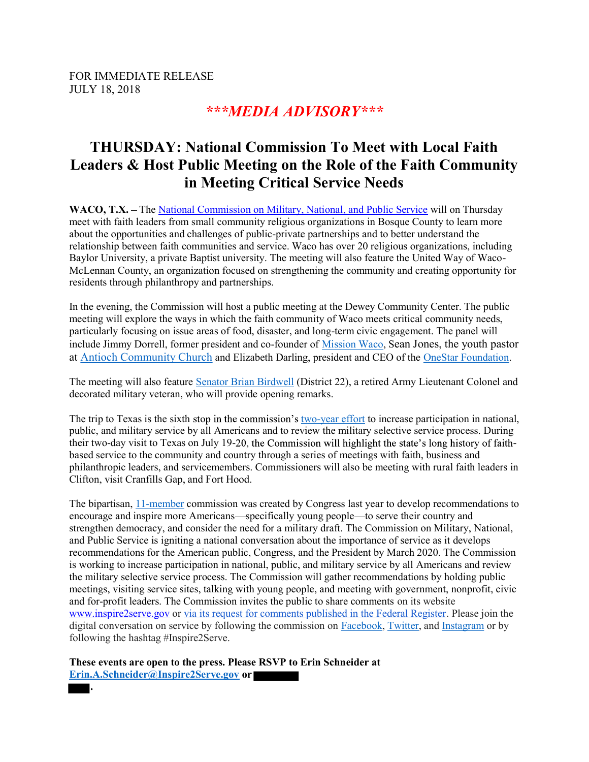FOR IMMEDIATE RELEASE
JULY 18, 2018

***MEDIA ADVISORY***

# THURSDAY: National Commission To Meet with Local Faith Leaders & Host Public Meeting on the Role of the Faith Community in Meeting Critical Service Needs

**WACO, T.X.** – The National Commission on Military, National, and Public Service will on Thursday meet with faith leaders from small community religious organizations in Bosque County to learn more about the opportunities and challenges of public-private partnerships and to better understand the relationship between faith communities and service. Waco has over 20 religious organizations, including Baylor University, a private Baptist university. The meeting will also feature the United Way of Waco-McLennan County, an organization focused on strengthening the community and creating opportunity for residents through philanthropy and partnerships.

In the evening, the Commission will host a public meeting at the Dewey Community Center. The public meeting will explore the ways in which the faith community of Waco meets critical community needs, particularly focusing on issue areas of food, disaster, and long-term civic engagement. The panel will include Jimmy Dorrell, former president and co-founder of Mission Waco, Sean Jones, the youth pastor at Antioch Community Church and Elizabeth Darling, president and CEO of the OneStar Foundation.

The meeting will also feature Senator Brian Birdwell (District 22), a retired Army Lieutenant Colonel and decorated military veteran, who will provide opening remarks.

The trip to Texas is the sixth stop in the commission's two-year effort to increase participation in national, public, and military service by all Americans and to review the military selective service process. During their two-day visit to Texas on July 19-20, the Commission will highlight the state's long history of faith-based service to the community and country through a series of meetings with faith, business and philanthropic leaders, and servicemembers. Commissioners will also be meeting with rural faith leaders in Clifton, visit Cranfills Gap, and Fort Hood.

The bipartisan, 11-member commission was created by Congress last year to develop recommendations to encourage and inspire more Americans—specifically young people—to serve their country and strengthen democracy, and consider the need for a military draft. The Commission on Military, National, and Public Service is igniting a national conversation about the importance of service as it develops recommendations for the American public, Congress, and the President by March 2020. The Commission is working to increase participation in national, public, and military service by all Americans and review the military selective service process. The Commission will gather recommendations by holding public meetings, visiting service sites, talking with young people, and meeting with government, nonprofit, civic and for-profit leaders. The Commission invites the public to share comments on its website www.inspire2serve.gov or via its request for comments published in the Federal Register. Please join the digital conversation on service by following the commission on Facebook, Twitter, and Instagram or by following the hashtag #Inspire2Serve.

**These events are open to the press. Please RSVP to Erin Schneider at Erin.A.Schneider@Inspire2Serve.gov or [REDACTED] [REDACTED].**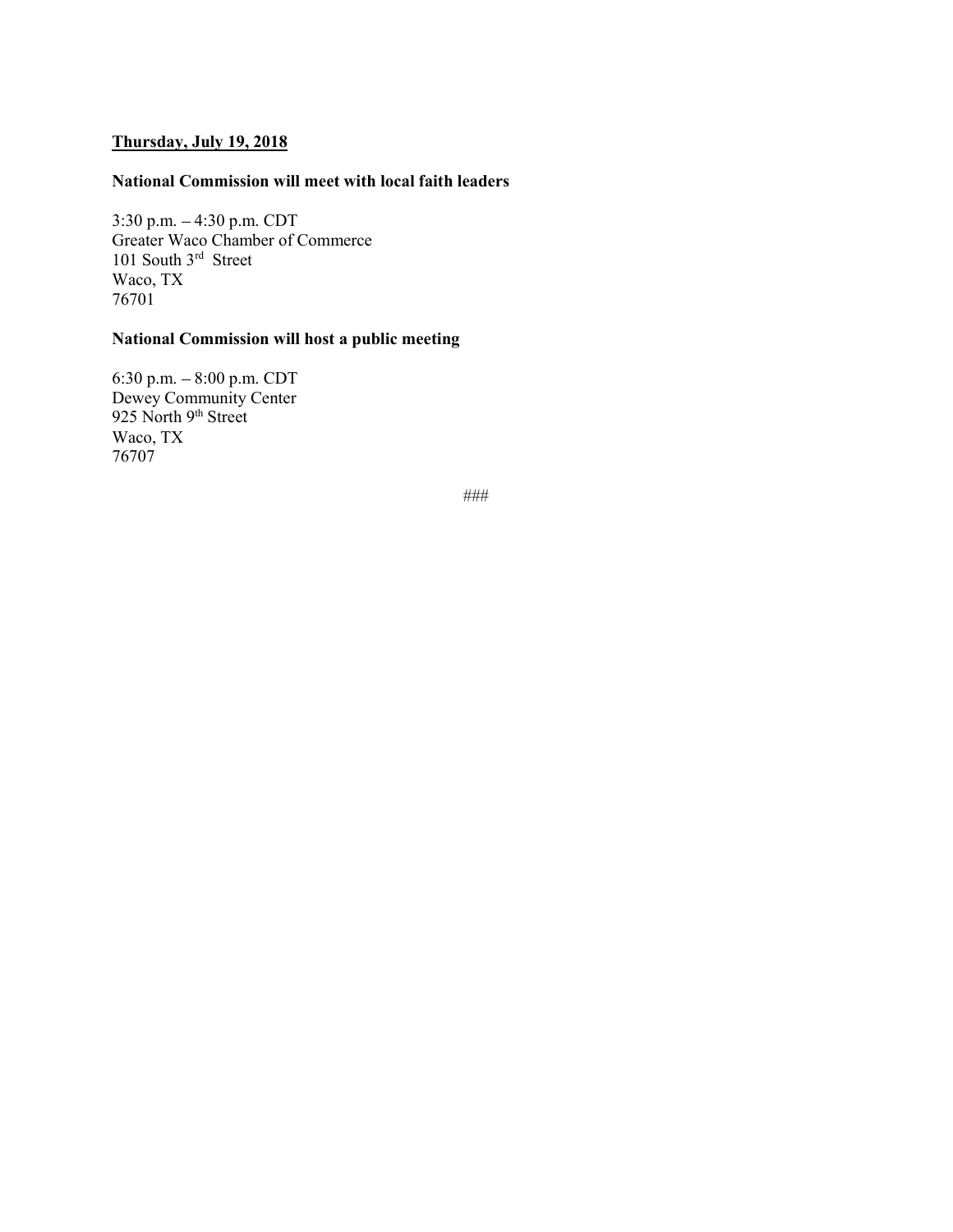**<u>Thursday, July 19, 2018</u>**

**National Commission will meet with local faith leaders**

3:30 p.m. – 4:30 p.m. CDT
Greater Waco Chamber of Commerce
101 South 3rd Street
Waco, TX
76701

**National Commission will host a public meeting**

6:30 p.m. – 8:00 p.m. CDT
Dewey Community Center
925 North 9th Street
Waco, TX
76707

###